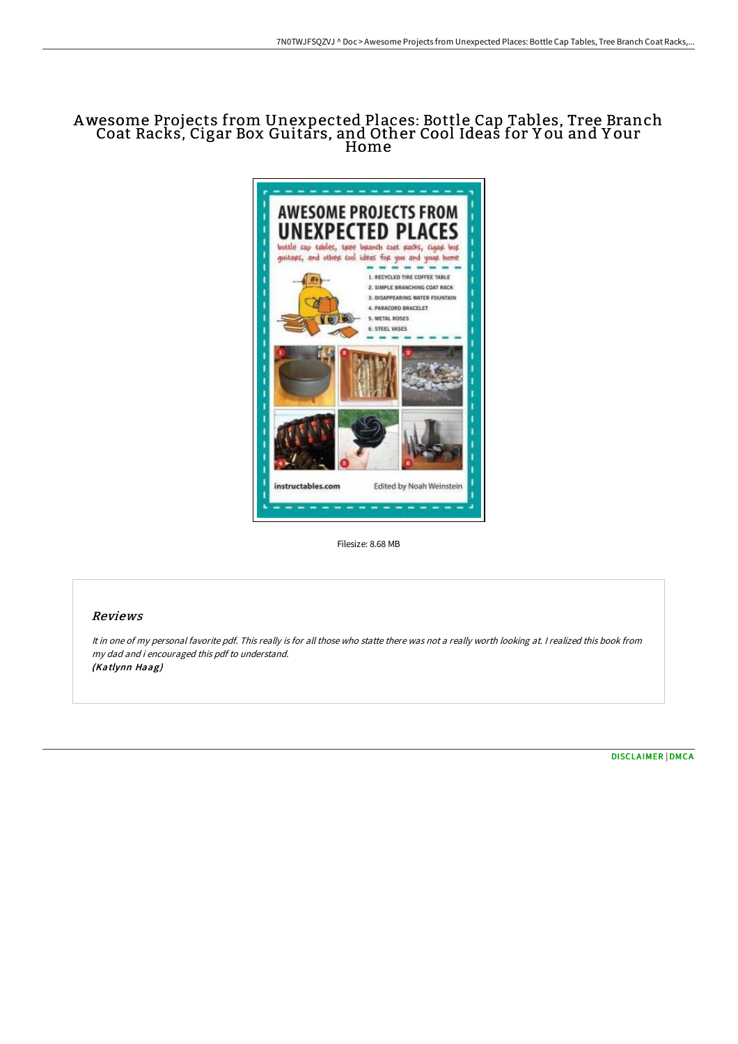# Awesome Projects from Unexpected Places: Bottle Cap Tables, Tree Branch Coat Racks, Cigar Box Guitars, and Other Cool Ideas for You and Your Home

Filesize: 8.68 MB

## Reviews

*It in one of my personal favorite pdf. This really is for all those who statte there was not a really worth looking at. I realized this book from my dad and i encouraged this pdf to understand.*
*(Katlynn Haag)*

DISCLAIMER | DMCA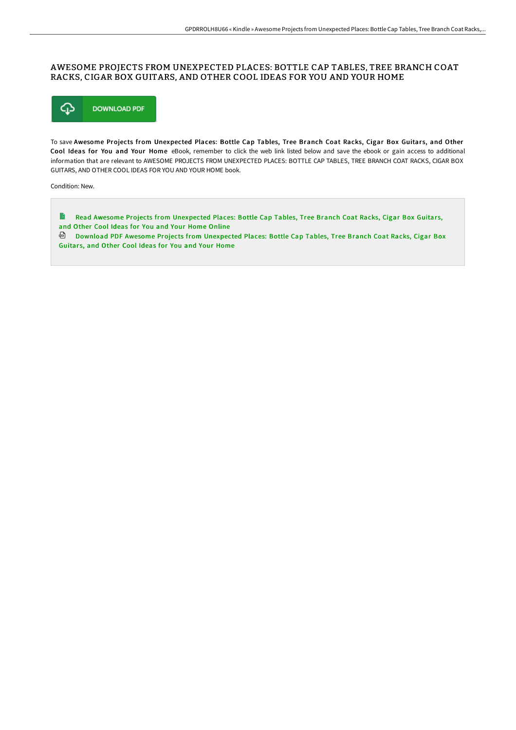# AWESOME PROJECTS FROM UNEXPECTED PLACES: BOTTLE CAP TABLES, TREE BRANCH COAT RACKS, CIGAR BOX GUITARS, AND OTHER COOL IDEAS FOR YOU AND YOUR HOME

DOWNLOAD PDF

To save **Awesome Projects from Unexpected Places: Bottle Cap Tables, Tree Branch Coat Racks, Cigar Box Guitars, and Other Cool Ideas for You and Your Home** eBook, remember to click the web link listed below and save the ebook or gain access to additional information that are relevant to AWESOME PROJECTS FROM UNEXPECTED PLACES: BOTTLE CAP TABLES, TREE BRANCH COAT RACKS, CIGAR BOX GUITARS, AND OTHER COOL IDEAS FOR YOU AND YOUR HOME book.

Condition: New.

- Read Awesome Projects from Unexpected Places: Bottle Cap Tables, Tree Branch Coat Racks, Cigar Box Guitars, and Other Cool Ideas for You and Your Home Online
- Download PDF Awesome Projects from Unexpected Places: Bottle Cap Tables, Tree Branch Coat Racks, Cigar Box Guitars, and Other Cool Ideas for You and Your Home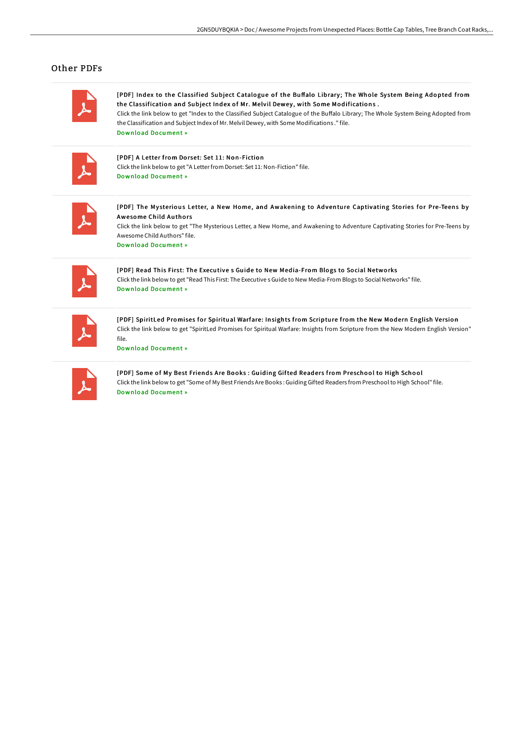## Other PDFs

**[PDF] Index to the Classified Subject Catalogue of the Buffalo Library; The Whole System Being Adopted from the Classification and Subject Index of Mr. Melvil Dewey, with Some Modifications .**
Click the link below to get "Index to the Classified Subject Catalogue of the Buffalo Library; The Whole System Being Adopted from the Classification and Subject Index of Mr. Melvil Dewey, with Some Modifications ." file.
Download Document »

**[PDF] A Letter from Dorset: Set 11: Non-Fiction**
Click the link below to get "A Letter from Dorset: Set 11: Non-Fiction" file.
Download Document »

**[PDF] The Mysterious Letter, a New Home, and Awakening to Adventure Captivating Stories for Pre-Teens by Awesome Child Authors**
Click the link below to get "The Mysterious Letter, a New Home, and Awakening to Adventure Captivating Stories for Pre-Teens by Awesome Child Authors" file.
Download Document »

**[PDF] Read This First: The Executive s Guide to New Media-From Blogs to Social Networks**
Click the link below to get "Read This First: The Executive s Guide to New Media-From Blogs to Social Networks" file.
Download Document »

**[PDF] SpiritLed Promises for Spiritual Warfare: Insights from Scripture from the New Modern English Version**
Click the link below to get "SpiritLed Promises for Spiritual Warfare: Insights from Scripture from the New Modern English Version" file.
Download Document »

**[PDF] Some of My Best Friends Are Books : Guiding Gifted Readers from Preschool to High School**
Click the link below to get "Some of My Best Friends Are Books : Guiding Gifted Readers from Preschool to High School" file.
Download Document »